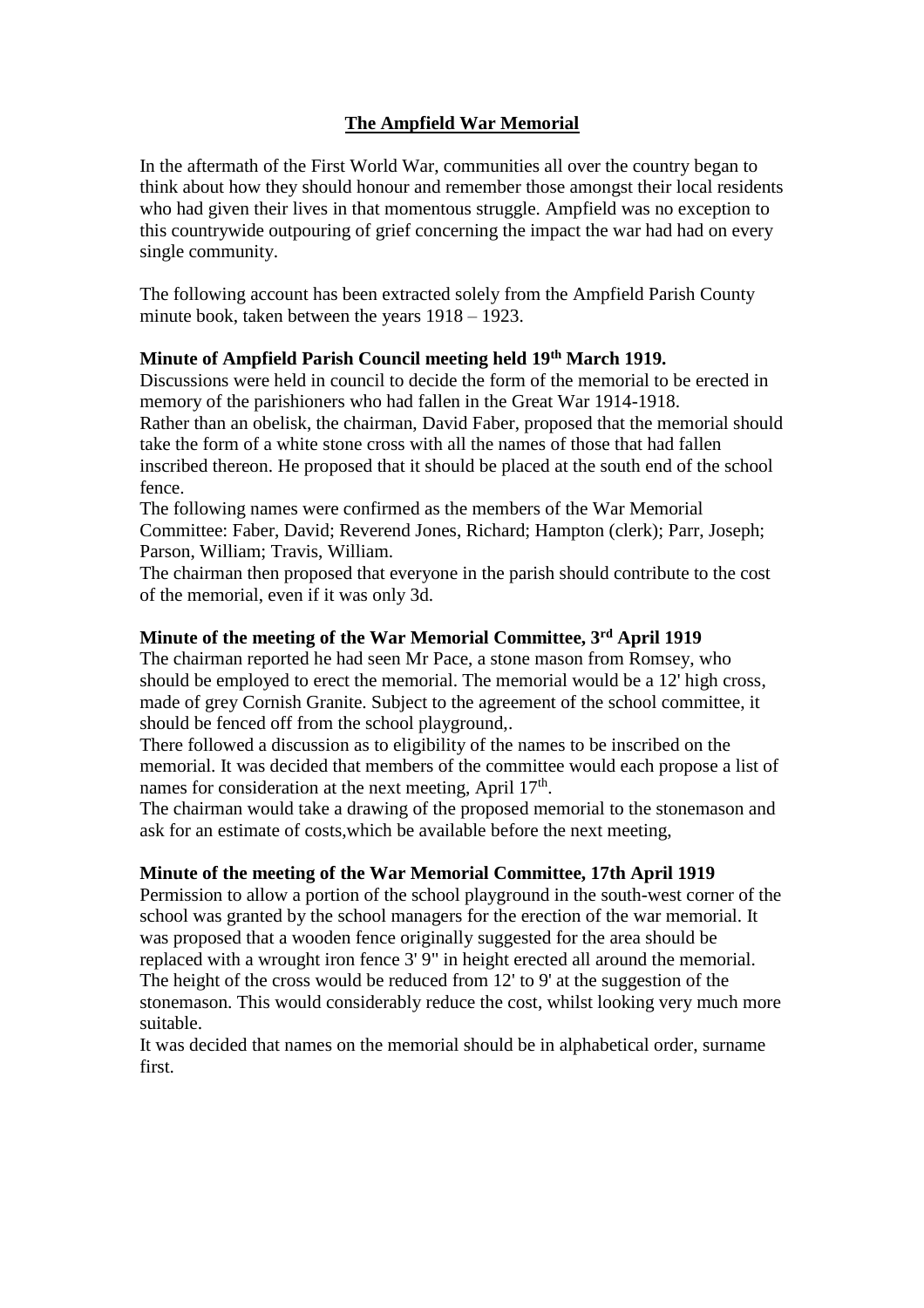# The Ampfield War Memorial

In the aftermath of the First World War, communities all over the country began to think about how they should honour and remember those amongst their local residents who had given their lives in that momentous struggle. Ampfield was no exception to this countrywide outpouring of grief concerning the impact the war had had on every single community.

The following account has been extracted solely from the Ampfield Parish County minute book, taken between the years 1918 – 1923.

**Minute of Ampfield Parish Council meeting held 19th March 1919.**

Discussions were held in council to decide the form of the memorial to be erected in memory of the parishioners who had fallen in the Great War 1914-1918.

Rather than an obelisk, the chairman, David Faber, proposed that the memorial should take the form of a white stone cross with all the names of those that had fallen inscribed thereon. He proposed that it should be placed at the south end of the school fence.

The following names were confirmed as the members of the War Memorial Committee: Faber, David; Reverend Jones, Richard; Hampton (clerk); Parr, Joseph; Parson, William; Travis, William.

The chairman then proposed that everyone in the parish should contribute to the cost of the memorial, even if it was only 3d.

**Minute of the meeting of the War Memorial Committee, 3rd April 1919**

The chairman reported he had seen Mr Pace, a stone mason from Romsey, who should be employed to erect the memorial. The memorial would be a 12' high cross, made of grey Cornish Granite. Subject to the agreement of the school committee, it should be fenced off from the school playground,.

There followed a discussion as to eligibility of the names to be inscribed on the memorial. It was decided that members of the committee would each propose a list of names for consideration at the next meeting, April 17th.

The chairman would take a drawing of the proposed memorial to the stonemason and ask for an estimate of costs,which be available before the next meeting,

**Minute of the meeting of the War Memorial Committee, 17th April 1919**

Permission to allow a portion of the school playground in the south-west corner of the school was granted by the school managers for the erection of the war memorial. It was proposed that a wooden fence originally suggested for the area should be replaced with a wrought iron fence 3' 9" in height erected all around the memorial. The height of the cross would be reduced from 12' to 9' at the suggestion of the stonemason. This would considerably reduce the cost, whilst looking very much more suitable.

It was decided that names on the memorial should be in alphabetical order, surname first.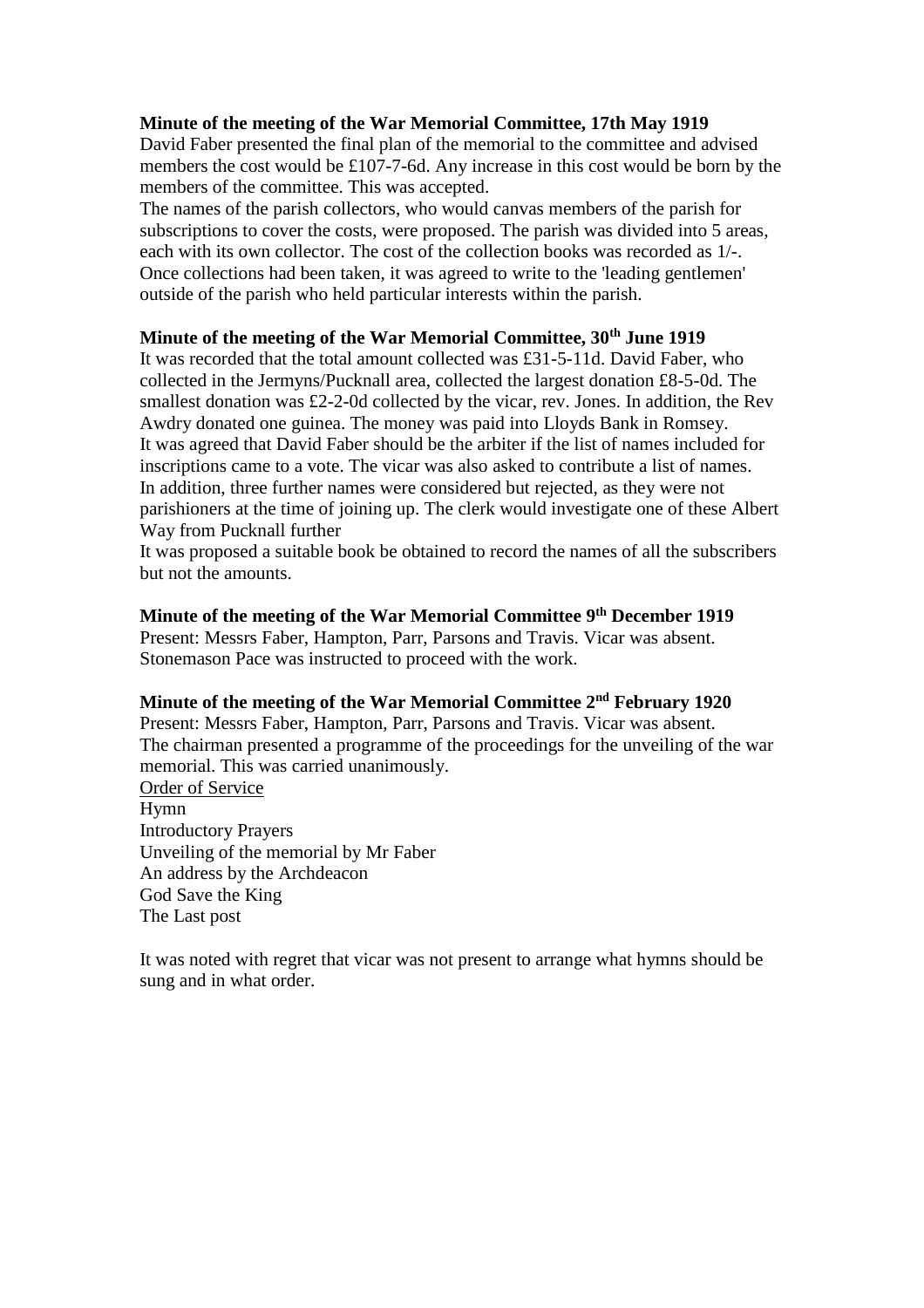**Minute of the meeting of the War Memorial Committee, 17th May 1919**

David Faber presented the final plan of the memorial to the committee and advised members the cost would be £107-7-6d. Any increase in this cost would be born by the members of the committee. This was accepted.

The names of the parish collectors, who would canvas members of the parish for subscriptions to cover the costs, were proposed. The parish was divided into 5 areas, each with its own collector. The cost of the collection books was recorded as 1/-. Once collections had been taken, it was agreed to write to the 'leading gentlemen' outside of the parish who held particular interests within the parish.

**Minute of the meeting of the War Memorial Committee, 30th June 1919**

It was recorded that the total amount collected was £31-5-11d. David Faber, who collected in the Jermyns/Pucknall area, collected the largest donation £8-5-0d. The smallest donation was £2-2-0d collected by the vicar, rev. Jones. In addition, the Rev Awdry donated one guinea. The money was paid into Lloyds Bank in Romsey.

It was agreed that David Faber should be the arbiter if the list of names included for inscriptions came to a vote. The vicar was also asked to contribute a list of names.

In addition, three further names were considered but rejected, as they were not parishioners at the time of joining up. The clerk would investigate one of these Albert Way from Pucknall further

It was proposed a suitable book be obtained to record the names of all the subscribers but not the amounts.

**Minute of the meeting of the War Memorial Committee 9th December 1919**

Present: Messrs Faber, Hampton, Parr, Parsons and Travis. Vicar was absent.

Stonemason Pace was instructed to proceed with the work.

**Minute of the meeting of the War Memorial Committee 2nd February 1920**

Present: Messrs Faber, Hampton, Parr, Parsons and Travis. Vicar was absent.

The chairman presented a programme of the proceedings for the unveiling of the war memorial. This was carried unanimously.

Order of Service

Hymn
Introductory Prayers
Unveiling of the memorial by Mr Faber
An address by the Archdeacon
God Save the King
The Last post

It was noted with regret that vicar was not present to arrange what hymns should be sung and in what order.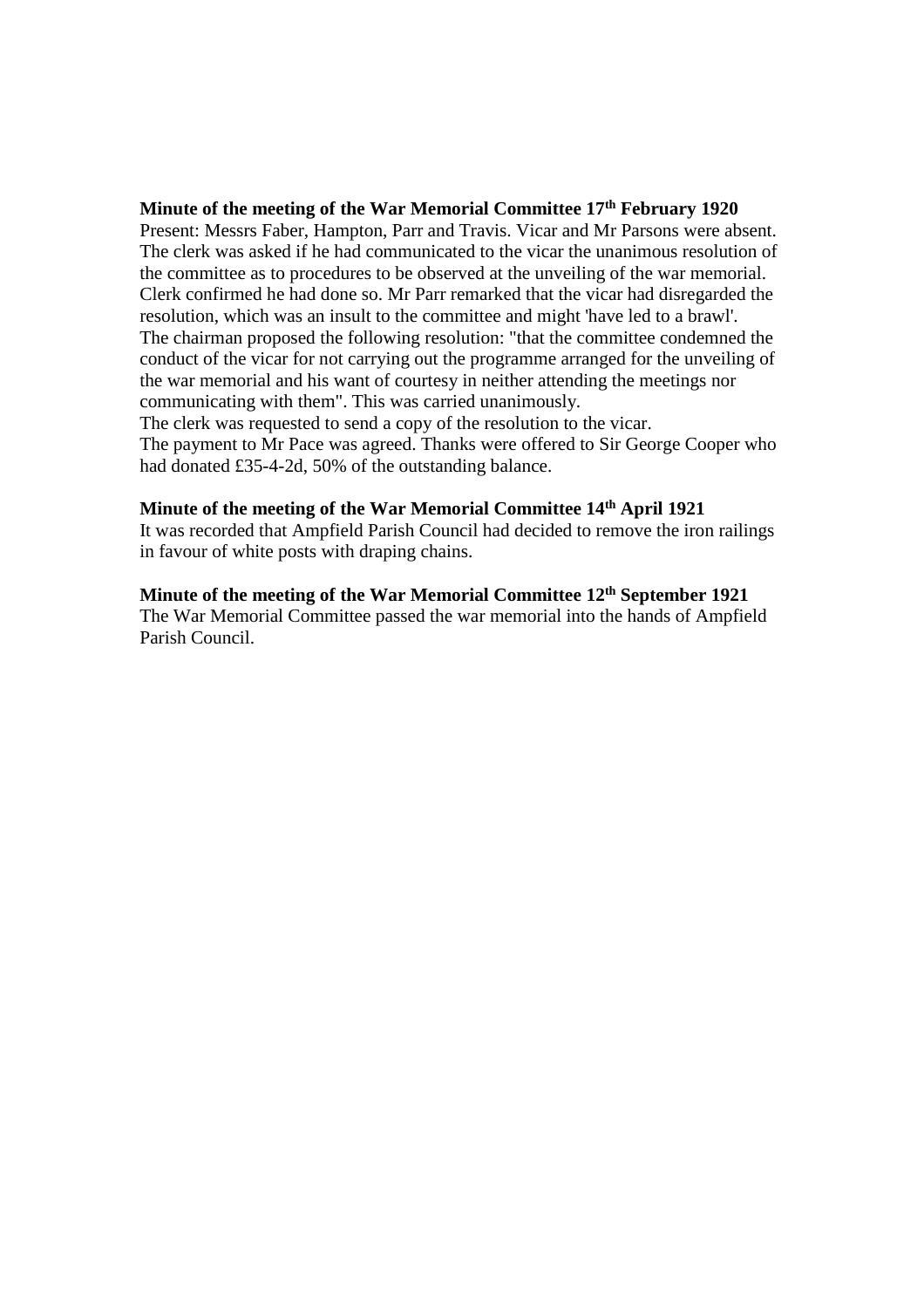**Minute of the meeting of the War Memorial Committee 17th February 1920**

Present: Messrs Faber, Hampton, Parr and Travis. Vicar and Mr Parsons were absent.
The clerk was asked if he had communicated to the vicar the unanimous resolution of the committee as to procedures to be observed at the unveiling of the war memorial. Clerk confirmed he had done so. Mr Parr remarked that the vicar had disregarded the resolution, which was an insult to the committee and might 'have led to a brawl'.
The chairman proposed the following resolution: "that the committee condemned the conduct of the vicar for not carrying out the programme arranged for the unveiling of the war memorial and his want of courtesy in neither attending the meetings nor communicating with them". This was carried unanimously.
The clerk was requested to send a copy of the resolution to the vicar.
The payment to Mr Pace was agreed. Thanks were offered to Sir George Cooper who had donated £35-4-2d, 50% of the outstanding balance.

**Minute of the meeting of the War Memorial Committee 14th April 1921**

It was recorded that Ampfield Parish Council had decided to remove the iron railings in favour of white posts with draping chains.

**Minute of the meeting of the War Memorial Committee 12th September 1921**

The War Memorial Committee passed the war memorial into the hands of Ampfield Parish Council.